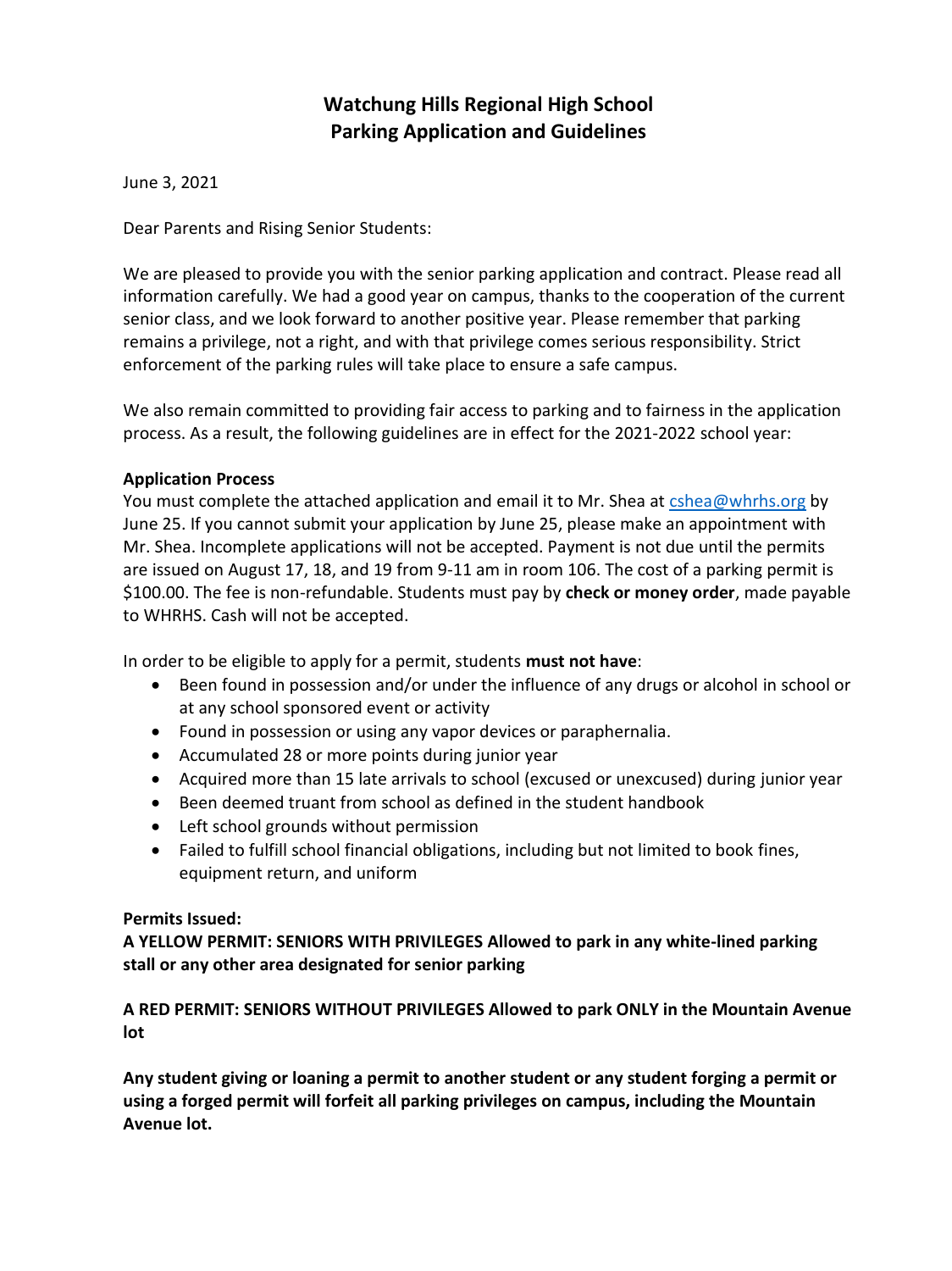# Watchung Hills Regional High School
# Parking Application and Guidelines

June 3, 2021

Dear Parents and Rising Senior Students:

We are pleased to provide you with the senior parking application and contract. Please read all information carefully. We had a good year on campus, thanks to the cooperation of the current senior class, and we look forward to another positive year. Please remember that parking remains a privilege, not a right, and with that privilege comes serious responsibility. Strict enforcement of the parking rules will take place to ensure a safe campus.

We also remain committed to providing fair access to parking and to fairness in the application process. As a result, the following guidelines are in effect for the 2021-2022 school year:

**Application Process**

You must complete the attached application and email it to Mr. Shea at cshea@whrhs.org by June 25. If you cannot submit your application by June 25, please make an appointment with Mr. Shea. Incomplete applications will not be accepted. Payment is not due until the permits are issued on August 17, 18, and 19 from 9-11 am in room 106. The cost of a parking permit is $100.00. The fee is non-refundable. Students must pay by **check or money order**, made payable to WHRHS. Cash will not be accepted.

In order to be eligible to apply for a permit, students **must not have**:

- Been found in possession and/or under the influence of any drugs or alcohol in school or at any school sponsored event or activity
- Found in possession or using any vapor devices or paraphernalia.
- Accumulated 28 or more points during junior year
- Acquired more than 15 late arrivals to school (excused or unexcused) during junior year
- Been deemed truant from school as defined in the student handbook
- Left school grounds without permission
- Failed to fulfill school financial obligations, including but not limited to book fines, equipment return, and uniform

**Permits Issued:**

**A YELLOW PERMIT: SENIORS WITH PRIVILEGES Allowed to park in any white-lined parking stall or any other area designated for senior parking**

**A RED PERMIT: SENIORS WITHOUT PRIVILEGES Allowed to park ONLY in the Mountain Avenue lot**

**Any student giving or loaning a permit to another student or any student forging a permit or using a forged permit will forfeit all parking privileges on campus, including the Mountain Avenue lot.**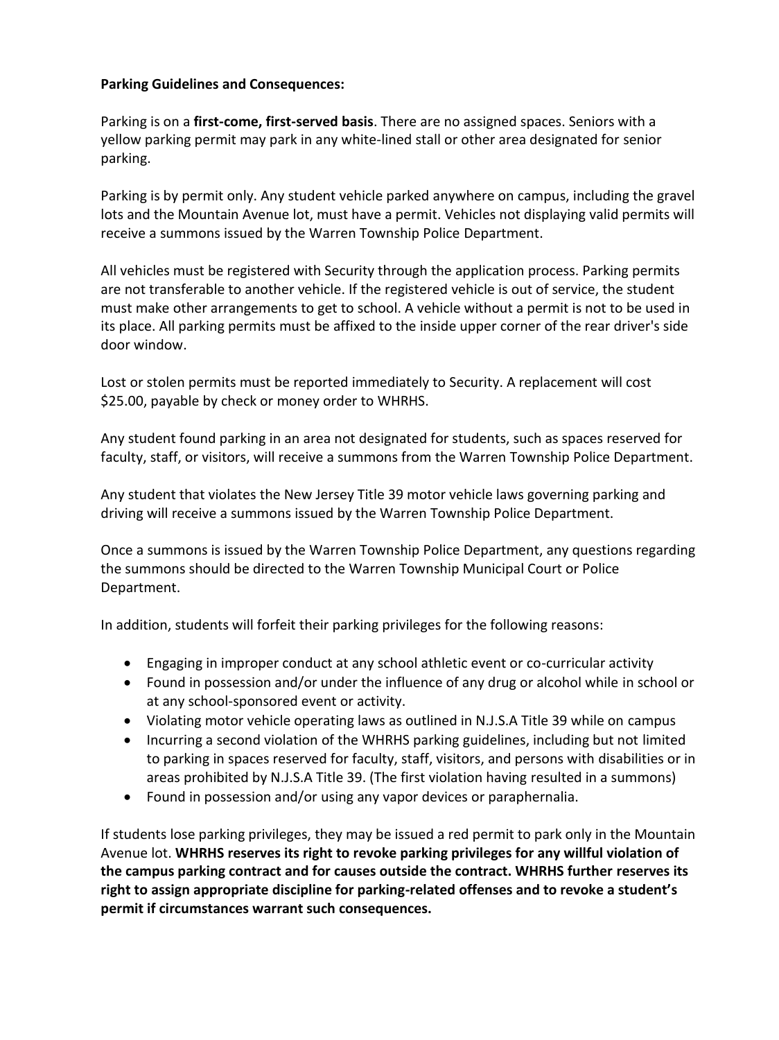**Parking Guidelines and Consequences:**

Parking is on a **first-come, first-served basis**. There are no assigned spaces. Seniors with a yellow parking permit may park in any white-lined stall or other area designated for senior parking.

Parking is by permit only. Any student vehicle parked anywhere on campus, including the gravel lots and the Mountain Avenue lot, must have a permit. Vehicles not displaying valid permits will receive a summons issued by the Warren Township Police Department.

All vehicles must be registered with Security through the application process. Parking permits are not transferable to another vehicle. If the registered vehicle is out of service, the student must make other arrangements to get to school. A vehicle without a permit is not to be used in its place. All parking permits must be affixed to the inside upper corner of the rear driver's side door window.

Lost or stolen permits must be reported immediately to Security. A replacement will cost $25.00, payable by check or money order to WHRHS.

Any student found parking in an area not designated for students, such as spaces reserved for faculty, staff, or visitors, will receive a summons from the Warren Township Police Department.

Any student that violates the New Jersey Title 39 motor vehicle laws governing parking and driving will receive a summons issued by the Warren Township Police Department.

Once a summons is issued by the Warren Township Police Department, any questions regarding the summons should be directed to the Warren Township Municipal Court or Police Department.

In addition, students will forfeit their parking privileges for the following reasons:

- Engaging in improper conduct at any school athletic event or co-curricular activity
- Found in possession and/or under the influence of any drug or alcohol while in school or at any school-sponsored event or activity.
- Violating motor vehicle operating laws as outlined in N.J.S.A Title 39 while on campus
- Incurring a second violation of the WHRHS parking guidelines, including but not limited to parking in spaces reserved for faculty, staff, visitors, and persons with disabilities or in areas prohibited by N.J.S.A Title 39. (The first violation having resulted in a summons)
- Found in possession and/or using any vapor devices or paraphernalia.

If students lose parking privileges, they may be issued a red permit to park only in the Mountain Avenue lot. **WHRHS reserves its right to revoke parking privileges for any willful violation of the campus parking contract and for causes outside the contract. WHRHS further reserves its right to assign appropriate discipline for parking-related offenses and to revoke a student's permit if circumstances warrant such consequences.**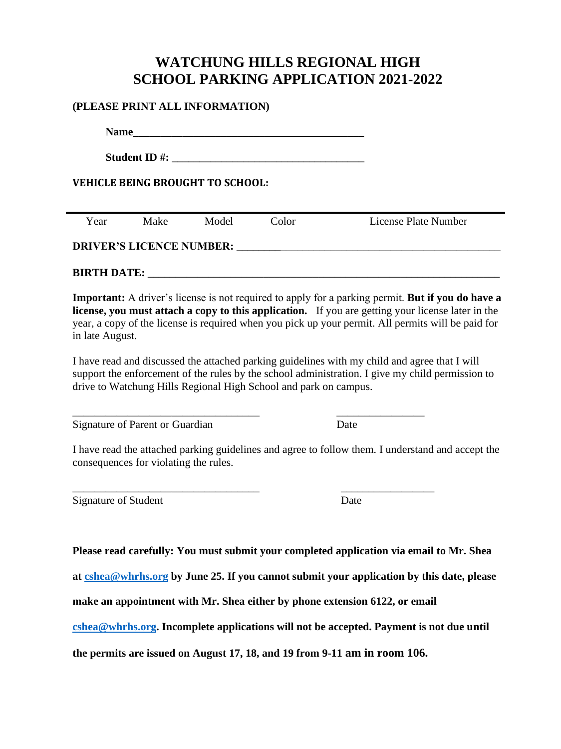# WATCHUNG HILLS REGIONAL HIGH SCHOOL PARKING APPLICATION 2021-2022

**(PLEASE PRINT ALL INFORMATION)**

**Name**___________________________________________

**Student ID #:** ___________________________________

**VEHICLE BEING BROUGHT TO SCHOOL:**

| Year | Make | Model | Color | License Plate Number |
|---|---|---|---|---|

**DRIVER'S LICENCE NUMBER:** ________________________________________________

**BIRTH DATE:** _____________________________________________________________

**Important:** A driver's license is not required to apply for a parking permit. **But if you do have a license, you must attach a copy to this application.** If you are getting your license later in the year, a copy of the license is required when you pick up your permit. All permits will be paid for in late August.

I have read and discussed the attached parking guidelines with my child and agree that I will support the enforcement of the rules by the school administration. I give my child permission to drive to Watchung Hills Regional High School and park on campus.

___________________________________ ________________

Signature of Parent or Guardian Date

I have read the attached parking guidelines and agree to follow them. I understand and accept the consequences for violating the rules.

___________________________________ _________________

Signature of Student Date

**Please read carefully: You must submit your completed application via email to Mr. Shea at cshea@whrhs.org by June 25. If you cannot submit your application by this date, please make an appointment with Mr. Shea either by phone extension 6122, or email cshea@whrhs.org. Incomplete applications will not be accepted. Payment is not due until the permits are issued on August 17, 18, and 19 from 9-11 am in room 106.**